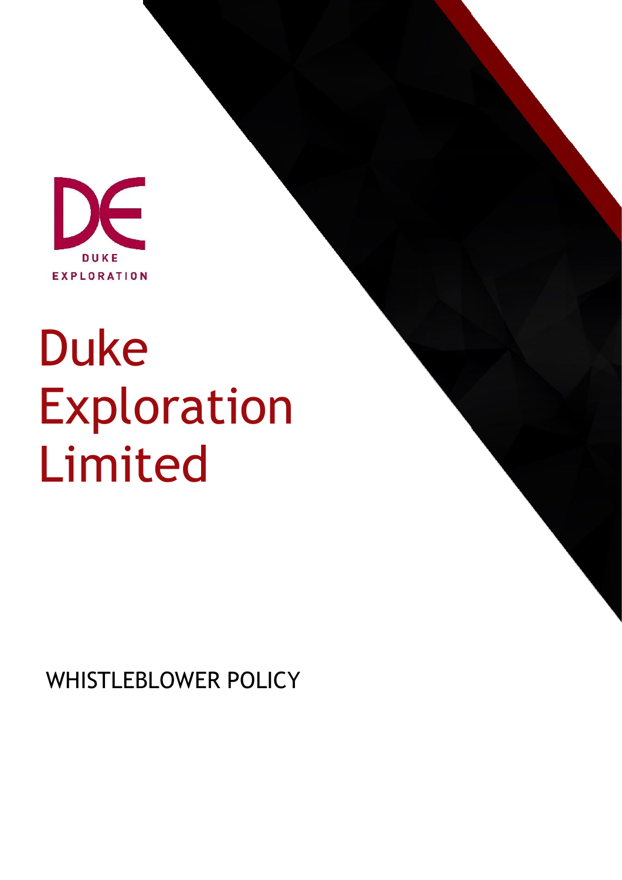DUKE EXPLORATION

# Duke Exploration Limited

WHISTLEBLOWER POLICY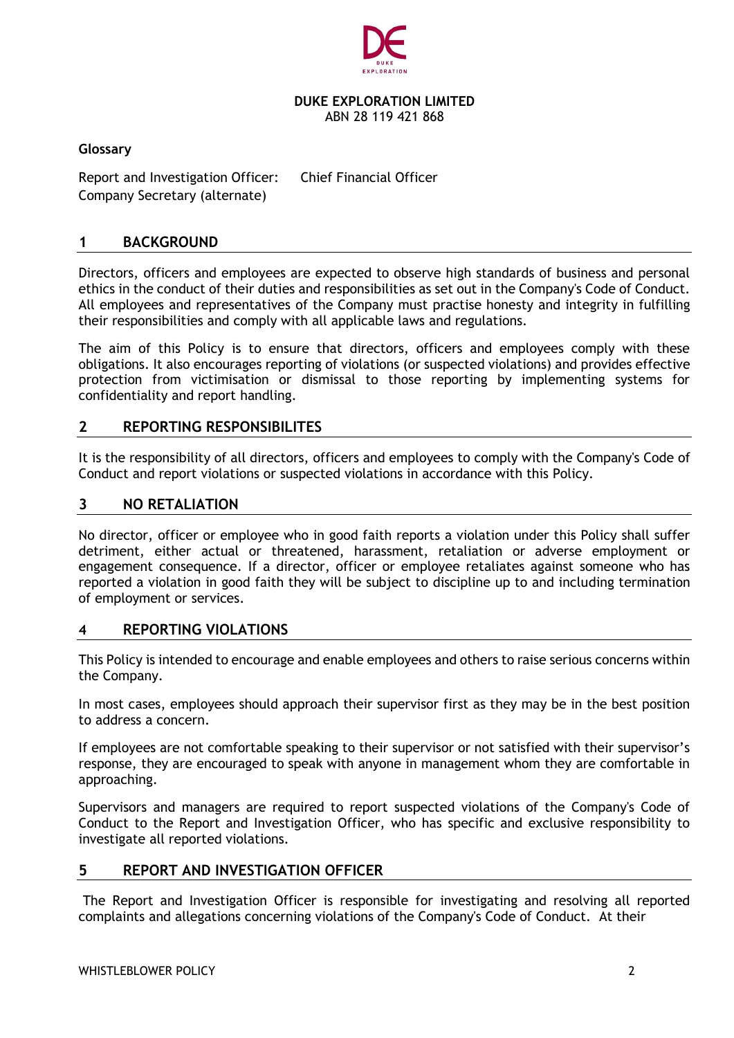**DUKE EXPLORATION LIMITED**
ABN 28 119 421 868

**Glossary**

Report and Investigation Officer: Chief Financial Officer
Company Secretary (alternate)

## 1 BACKGROUND

Directors, officers and employees are expected to observe high standards of business and personal ethics in the conduct of their duties and responsibilities as set out in the Company's Code of Conduct. All employees and representatives of the Company must practise honesty and integrity in fulfilling their responsibilities and comply with all applicable laws and regulations.

The aim of this Policy is to ensure that directors, officers and employees comply with these obligations. It also encourages reporting of violations (or suspected violations) and provides effective protection from victimisation or dismissal to those reporting by implementing systems for confidentiality and report handling.

## 2 REPORTING RESPONSIBILITES

It is the responsibility of all directors, officers and employees to comply with the Company's Code of Conduct and report violations or suspected violations in accordance with this Policy.

## 3 NO RETALIATION

No director, officer or employee who in good faith reports a violation under this Policy shall suffer detriment, either actual or threatened, harassment, retaliation or adverse employment or engagement consequence. If a director, officer or employee retaliates against someone who has reported a violation in good faith they will be subject to discipline up to and including termination of employment or services.

## 4 REPORTING VIOLATIONS

This Policy is intended to encourage and enable employees and others to raise serious concerns within the Company.

In most cases, employees should approach their supervisor first as they may be in the best position to address a concern.

If employees are not comfortable speaking to their supervisor or not satisfied with their supervisor's response, they are encouraged to speak with anyone in management whom they are comfortable in approaching.

Supervisors and managers are required to report suspected violations of the Company's Code of Conduct to the Report and Investigation Officer, who has specific and exclusive responsibility to investigate all reported violations.

## 5 REPORT AND INVESTIGATION OFFICER

The Report and Investigation Officer is responsible for investigating and resolving all reported complaints and allegations concerning violations of the Company's Code of Conduct. At their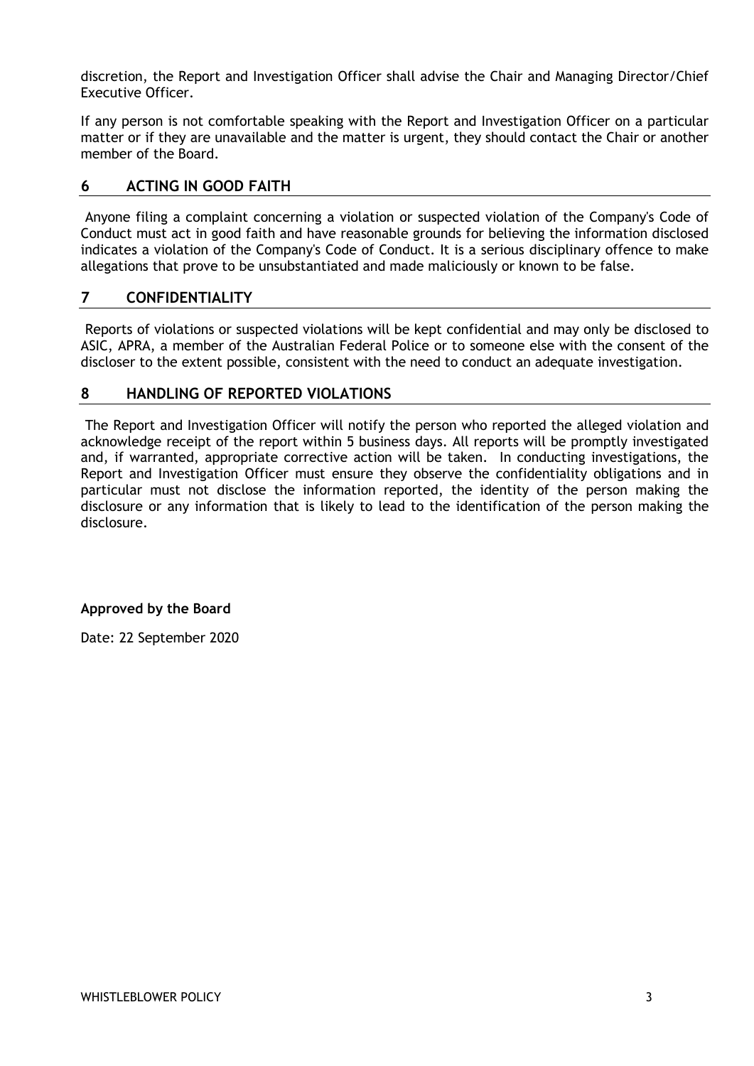discretion, the Report and Investigation Officer shall advise the Chair and Managing Director/Chief Executive Officer.

If any person is not comfortable speaking with the Report and Investigation Officer on a particular matter or if they are unavailable and the matter is urgent, they should contact the Chair or another member of the Board.

## 6 ACTING IN GOOD FAITH

Anyone filing a complaint concerning a violation or suspected violation of the Company's Code of Conduct must act in good faith and have reasonable grounds for believing the information disclosed indicates a violation of the Company's Code of Conduct. It is a serious disciplinary offence to make allegations that prove to be unsubstantiated and made maliciously or known to be false.

## 7 CONFIDENTIALITY

Reports of violations or suspected violations will be kept confidential and may only be disclosed to ASIC, APRA, a member of the Australian Federal Police or to someone else with the consent of the discloser to the extent possible, consistent with the need to conduct an adequate investigation.

## 8 HANDLING OF REPORTED VIOLATIONS

The Report and Investigation Officer will notify the person who reported the alleged violation and acknowledge receipt of the report within 5 business days. All reports will be promptly investigated and, if warranted, appropriate corrective action will be taken. In conducting investigations, the Report and Investigation Officer must ensure they observe the confidentiality obligations and in particular must not disclose the information reported, the identity of the person making the disclosure or any information that is likely to lead to the identification of the person making the disclosure.

**Approved by the Board**

Date: 22 September 2020